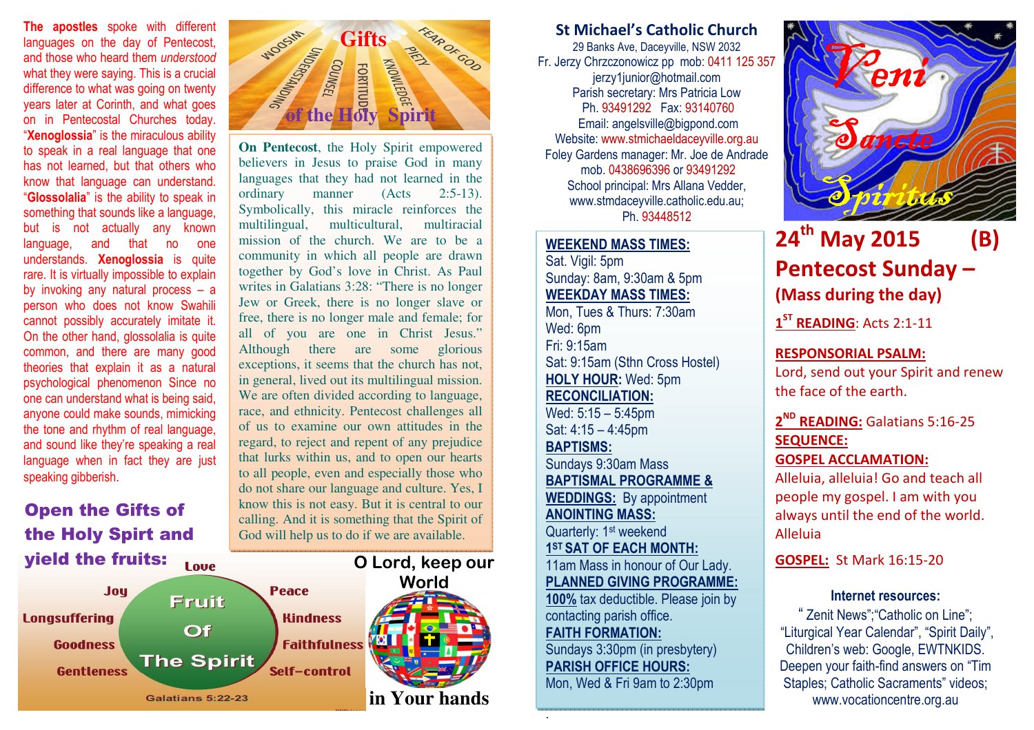**The apostles** spoke with different languages on the day of Pentecost, and those who heard them *understood* what they were saying. This is a crucial difference to what was going on twenty years later at Corinth, and what goes on in Pentecostal Churches today. "**Xenoglossia**" is the miraculous ability to speak in a real language that one has not learned, but that others who know that language can understand. "**Glossolalia**" is the ability to speak in something that sounds like a language, but is not actually any known language, and that no one understands. **Xenoglossia** is quite rare. It is virtually impossible to explain by invoking any natural process – a person who does not know Swahili cannot possibly accurately imitate it. On the other hand, glossolalia is quite common, and there are many good theories that explain it as a natural psychological phenomenon Since no one can understand what is being said, anyone could make sounds, mimicking the tone and rhythm of real language, and sound like they're speaking a real language when in fact they are just speaking gibberish.

## Gifts of the Holy Spirit

WISDOM · UNDERSTANDING · COUNSEL · FORTITUDE · KNOWLEDGE · PIETY · FEAR OF GOD

**On Pentecost**, the Holy Spirit empowered believers in Jesus to praise God in many languages that they had not learned in the ordinary manner (Acts 2:5-13). Symbolically, this miracle reinforces the multilingual, multicultural, multiracial mission of the church. We are to be a community in which all people are drawn together by God's love in Christ. As Paul writes in Galatians 3:28: "There is no longer Jew or Greek, there is no longer slave or free, there is no longer male and female; for all of you are one in Christ Jesus." Although there are some glorious exceptions, it seems that the church has not, in general, lived out its multilingual mission. We are often divided according to language, race, and ethnicity. Pentecost challenges all of us to examine our own attitudes in the regard, to reject and repent of any prejudice that lurks within us, and to open our hearts to all people, even and especially those who do not share our language and culture. Yes, I know this is not easy. But it is central to our calling. And it is something that the Spirit of God will help us to do if we are available.

## Open the Gifts of the Holy Spirt and yield the fruits:

**Fruit Of The Spirit**

Love · Joy · Peace · Longsuffering · Kindness · Goodness · Faithfulness · Gentleness · Self–control

Galatians 5:22-23

**O Lord, keep our World in Your hands**

## St Michael's Catholic Church

29 Banks Ave, Daceyville, NSW 2032
Fr. Jerzy Chrzczonowicz pp mob: 0411 125 357
jerzy1junior@hotmail.com
Parish secretary: Mrs Patricia Low
Ph. 93491292 Fax: 93140760
Email: angelsville@bigpond.com
Website: www.stmichaeldaceyville.org.au
Foley Gardens manager: Mr. Joe de Andrade
mob. 0438696396 or 93491292
School principal: Mrs Allana Vedder,
www.stmdaceyville.catholic.edu.au;
Ph. 93448512

**WEEKEND MASS TIMES:**
Sat. Vigil: 5pm
Sunday: 8am, 9:30am & 5pm
**WEEKDAY MASS TIMES:**
Mon, Tues & Thurs: 7:30am
Wed: 6pm
Fri: 9:15am
Sat: 9:15am (Sthn Cross Hostel)
**HOLY HOUR:** Wed: 5pm
**RECONCILIATION:**
Wed: 5:15 – 5:45pm
Sat: 4:15 – 4:45pm
**BAPTISMS:**
Sundays 9:30am Mass
**BAPTISMAL PROGRAMME & WEDDINGS:** By appointment
**ANOINTING MASS:**
Quarterly: 1st weekend
**1ST SAT OF EACH MONTH:**
11am Mass in honour of Our Lady.
**PLANNED GIVING PROGRAMME:**
**100%** tax deductible. Please join by contacting parish office.
**FAITH FORMATION:**
Sundays 3:30pm (in presbytery)
**PARISH OFFICE HOURS:**
Mon, Wed & Fri 9am to 2:30pm

*Veni Sancte Spiritus*

# 24th May 2015 (B)

## Pentecost Sunday – (Mass during the day)

**1ST READING**: Acts 2:1-11

**RESPONSORIAL PSALM:**
Lord, send out your Spirit and renew the face of the earth.

**2ND READING:** Galatians 5:16-25
**SEQUENCE:**
**GOSPEL ACCLAMATION:**
Alleluia, alleluia! Go and teach all people my gospel. I am with you always until the end of the world. Alleluia

**GOSPEL:** St Mark 16:15-20

**Internet resources:**
" Zenit News";"Catholic on Line"; "Liturgical Year Calendar", "Spirit Daily", Children's web: Google, EWTNKIDS. Deepen your faith-find answers on "Tim Staples; Catholic Sacraments" videos; www.vocationcentre.org.au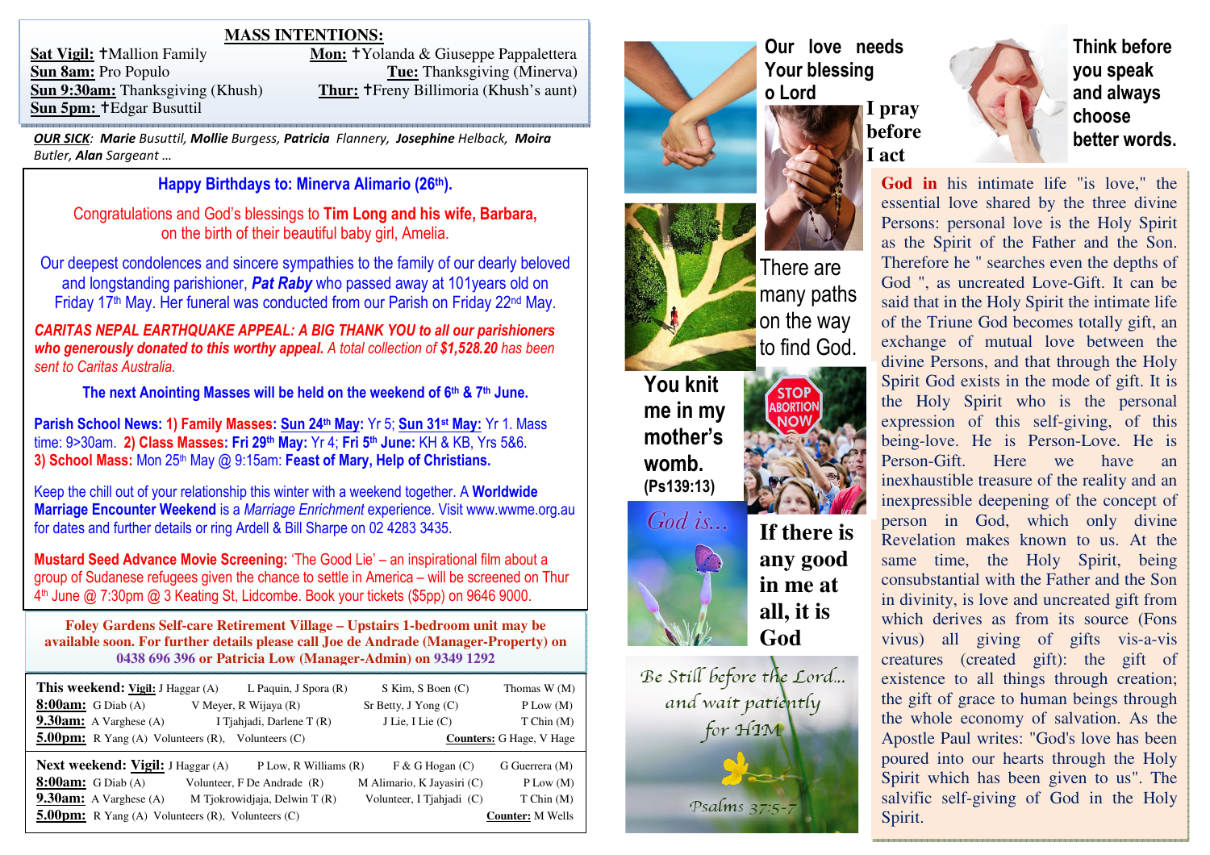## MASS INTENTIONS:

**Sat Vigil:** †Mallion Family
**Sun 8am:** Pro Populo
**Sun 9:30am:** Thanksgiving (Khush)
**Sun 5pm:** †Edgar Busuttil
**Mon:** †Yolanda & Giuseppe Pappalettera
**Tue:** Thanksgiving (Minerva)
**Thur:** †Freny Billimoria (Khush's aunt)

***OUR SICK***: ***Marie*** *Busuttil*, ***Mollie*** *Burgess*, ***Patricia*** *Flannery*, ***Josephine*** *Helback*, ***Moira*** *Butler*, ***Alan*** *Sargeant …*

**Happy Birthdays to: Minerva Alimario (26th).**

Congratulations and God's blessings to **Tim Long and his wife, Barbara,** on the birth of their beautiful baby girl, Amelia.

Our deepest condolences and sincere sympathies to the family of our dearly beloved and longstanding parishioner, ***Pat Raby*** who passed away at 101years old on Friday 17th May. Her funeral was conducted from our Parish on Friday 22nd May.

***CARITAS NEPAL EARTHQUAKE APPEAL: A BIG THANK YOU to all our parishioners who generously donated to this worthy appeal.*** *A total collection of **$1,528.20** has been sent to Caritas Australia.*

**The next Anointing Masses will be held on the weekend of 6th & 7th June.**

**Parish School News: 1) Family Masses: Sun 24th May:** Yr 5; **Sun 31st May:** Yr 1. Mass time: 9>30am. **2) Class Masses: Fri 29th May:** Yr 4; **Fri 5th June:** KH & KB, Yrs 5&6. **3) School Mass:** Mon 25th May @ 9:15am: **Feast of Mary, Help of Christians.**

Keep the chill out of your relationship this winter with a weekend together. A **Worldwide Marriage Encounter Weekend** is a *Marriage Enrichment* experience. Visit www.wwme.org.au for dates and further details or ring Ardell & Bill Sharpe on 02 4283 3435.

**Mustard Seed Advance Movie Screening:** 'The Good Lie' – an inspirational film about a group of Sudanese refugees given the chance to settle in America – will be screened on Thur 4th June @ 7:30pm @ 3 Keating St, Lidcombe. Book your tickets ($5pp) on 9646 9000.

**Foley Gardens Self-care Retirement Village – Upstairs 1-bedroom unit may be available soon. For further details please call Joe de Andrade (Manager-Property) on 0438 696 396 or Patricia Low (Manager-Admin) on 9349 1292**

| | | | | |
|---|---|---|---|---|
| **This weekend: Vigil:** J Haggar (A) | L Paquin, J Spora (R) | S Kim, S Boen (C) | Thomas W (M) | |
| **8:00am:** G Diab (A) | V Meyer, R Wijaya (R) | Sr Betty, J Yong (C) | P Low (M) | |
| **9.30am:** A Varghese (A) | I Tjahjadi, Darlene T (R) | J Lie, I Lie (C) | T Chin (M) | |
| **5.00pm:** R Yang (A) | Volunteers (R), | Volunteers (C) | | **Counters:** G Hage, V Hage |
| **Next weekend: Vigil:** J Haggar (A) | P Low, R Williams (R) | F & G Hogan (C) | G Guerrera (M) | |
| **8:00am:** G Diab (A) | Volunteer, F De Andrade (R) | M Alimario, K Jayasiri (C) | P Low (M) | |
| **9.30am:** A Varghese (A) | M Tjokrowidjaja, Delwin T (R) | Volunteer, I Tjahjadi (C) | T Chin (M) | |
| **5.00pm:** R Yang (A) | Volunteers (R), | Volunteers (C) | | **Counter:** M Wells |

Our love needs Your blessing o Lord

I pray before I act

Think before you speak and always choose better words.

There are many paths on the way to find God.

You knit me in my mother's womb. (Ps139:13)

STOP ABORTION NOW

God is…

If there is any good in me at all, it is God

Be Still before the Lord… and wait patiently for HIM

Psalms 37:5-7

**God in** his intimate life "is love," the essential love shared by the three divine Persons: personal love is the Holy Spirit as the Spirit of the Father and the Son. Therefore he " searches even the depths of God ", as uncreated Love-Gift. It can be said that in the Holy Spirit the intimate life of the Triune God becomes totally gift, an exchange of mutual love between the divine Persons, and that through the Holy Spirit God exists in the mode of gift. It is the Holy Spirit who is the personal expression of this self-giving, of this being-love. He is Person-Love. He is Person-Gift. Here we have an inexhaustible treasure of the reality and an inexpressible deepening of the concept of person in God, which only divine Revelation makes known to us. At the same time, the Holy Spirit, being consubstantial with the Father and the Son in divinity, is love and uncreated gift from which derives as from its source (Fons vivus) all giving of gifts vis-a-vis creatures (created gift): the gift of existence to all things through creation; the gift of grace to human beings through the whole economy of salvation. As the Apostle Paul writes: "God's love has been poured into our hearts through the Holy Spirit which has been given to us". The salvific self-giving of God in the Holy Spirit.